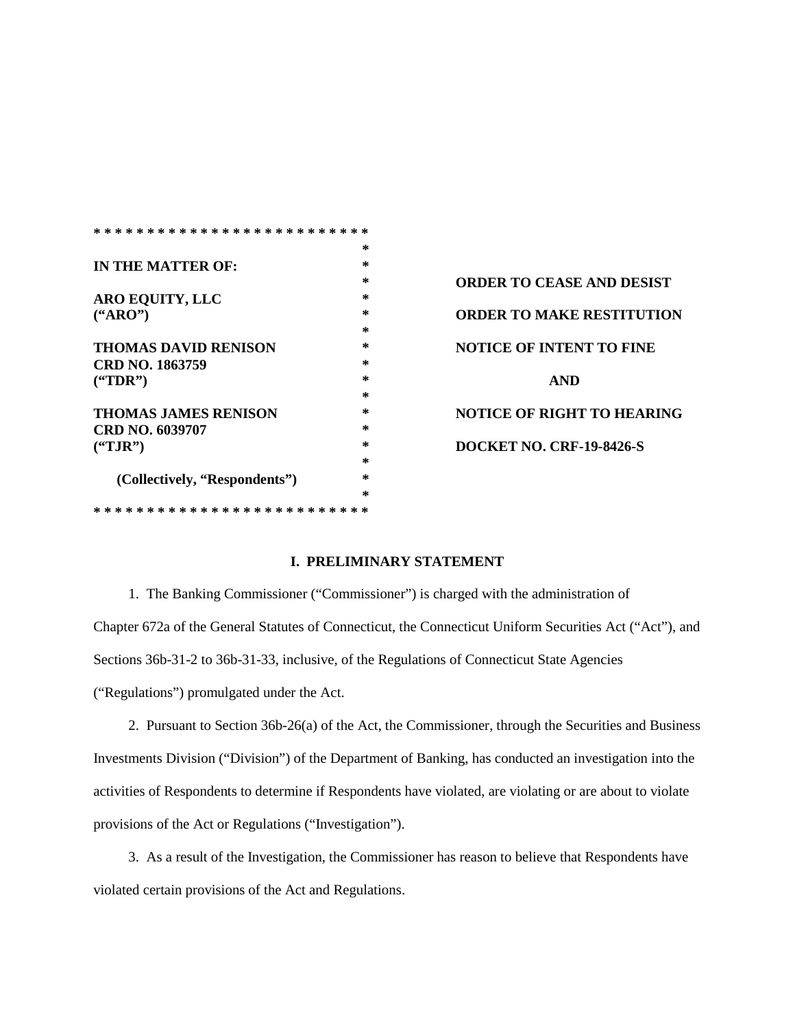**IN THE MATTER OF:**

**ARO EQUITY, LLC**
**("ARO")**

**THOMAS DAVID RENISON**
**CRD NO. 1863759**
**("TDR")**

**THOMAS JAMES RENISON**
**CRD NO. 6039707**
**("TJR")**

**(Collectively, "Respondents")**

**ORDER TO CEASE AND DESIST**

**ORDER TO MAKE RESTITUTION**

**NOTICE OF INTENT TO FINE**

**AND**

**NOTICE OF RIGHT TO HEARING**

**DOCKET NO. CRF-19-8426-S**

## I. PRELIMINARY STATEMENT

1. The Banking Commissioner ("Commissioner") is charged with the administration of Chapter 672a of the General Statutes of Connecticut, the Connecticut Uniform Securities Act ("Act"), and Sections 36b-31-2 to 36b-31-33, inclusive, of the Regulations of Connecticut State Agencies ("Regulations") promulgated under the Act.

2. Pursuant to Section 36b-26(a) of the Act, the Commissioner, through the Securities and Business Investments Division ("Division") of the Department of Banking, has conducted an investigation into the activities of Respondents to determine if Respondents have violated, are violating or are about to violate provisions of the Act or Regulations ("Investigation").

3. As a result of the Investigation, the Commissioner has reason to believe that Respondents have violated certain provisions of the Act and Regulations.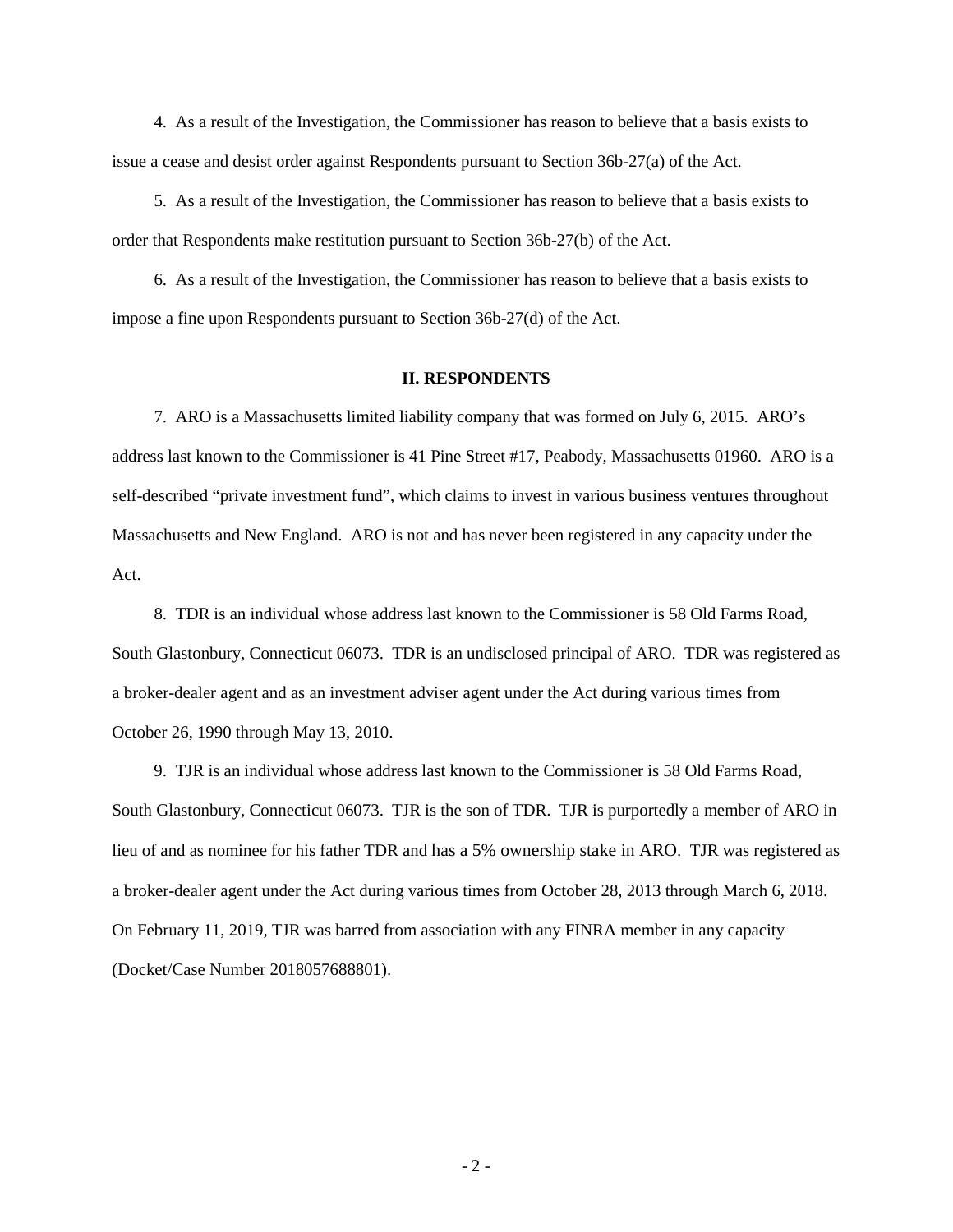4. As a result of the Investigation, the Commissioner has reason to believe that a basis exists to issue a cease and desist order against Respondents pursuant to Section 36b-27(a) of the Act.

5. As a result of the Investigation, the Commissioner has reason to believe that a basis exists to order that Respondents make restitution pursuant to Section 36b-27(b) of the Act.

6. As a result of the Investigation, the Commissioner has reason to believe that a basis exists to impose a fine upon Respondents pursuant to Section 36b-27(d) of the Act.

## II. RESPONDENTS

7. ARO is a Massachusetts limited liability company that was formed on July 6, 2015. ARO's address last known to the Commissioner is 41 Pine Street #17, Peabody, Massachusetts 01960. ARO is a self-described "private investment fund", which claims to invest in various business ventures throughout Massachusetts and New England. ARO is not and has never been registered in any capacity under the Act.

8. TDR is an individual whose address last known to the Commissioner is 58 Old Farms Road, South Glastonbury, Connecticut 06073. TDR is an undisclosed principal of ARO. TDR was registered as a broker-dealer agent and as an investment adviser agent under the Act during various times from October 26, 1990 through May 13, 2010.

9. TJR is an individual whose address last known to the Commissioner is 58 Old Farms Road, South Glastonbury, Connecticut 06073. TJR is the son of TDR. TJR is purportedly a member of ARO in lieu of and as nominee for his father TDR and has a 5% ownership stake in ARO. TJR was registered as a broker-dealer agent under the Act during various times from October 28, 2013 through March 6, 2018. On February 11, 2019, TJR was barred from association with any FINRA member in any capacity (Docket/Case Number 2018057688801).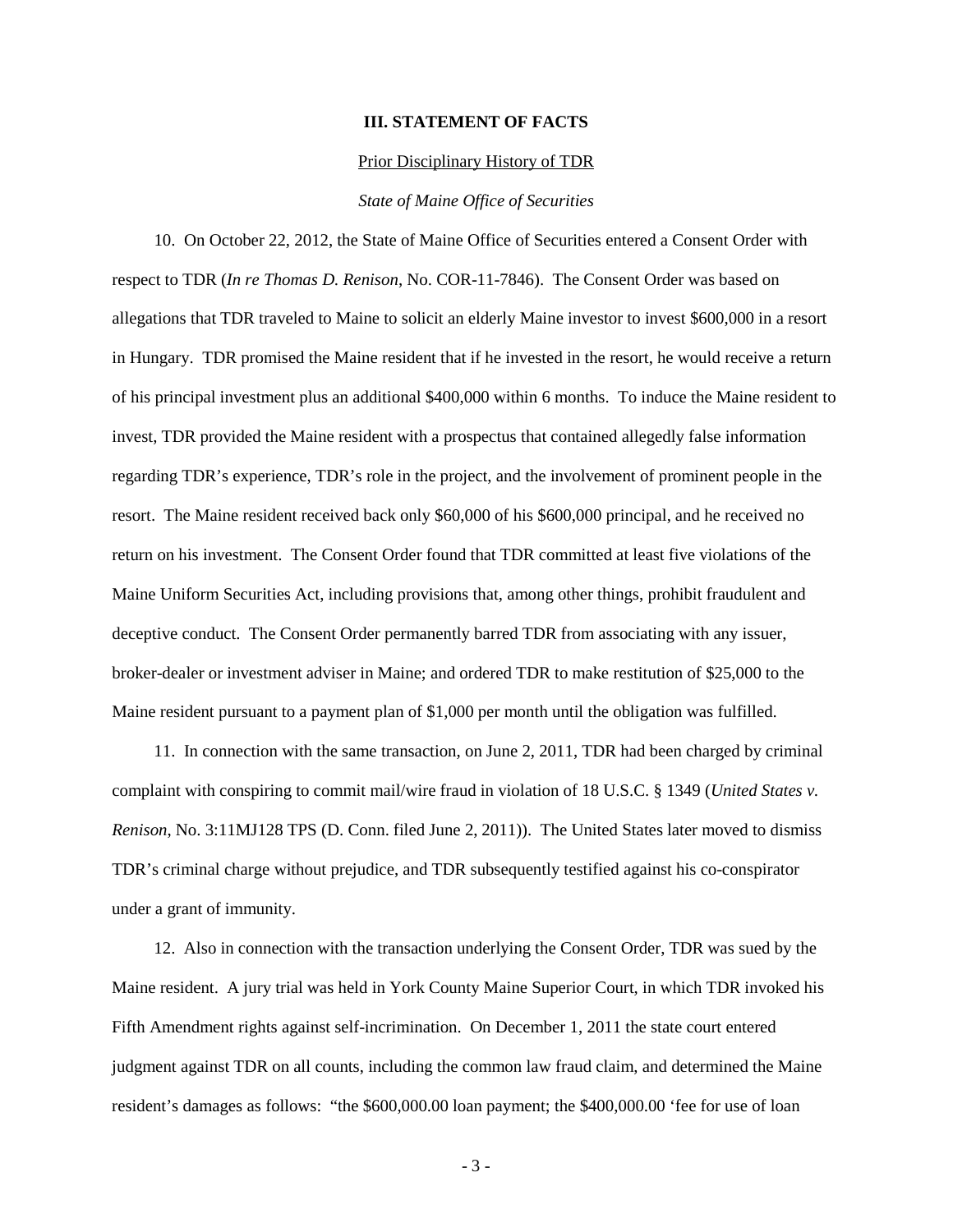## III. STATEMENT OF FACTS

Prior Disciplinary History of TDR

*State of Maine Office of Securities*

10. On October 22, 2012, the State of Maine Office of Securities entered a Consent Order with respect to TDR (*In re Thomas D. Renison*, No. COR-11-7846). The Consent Order was based on allegations that TDR traveled to Maine to solicit an elderly Maine investor to invest $600,000 in a resort in Hungary. TDR promised the Maine resident that if he invested in the resort, he would receive a return of his principal investment plus an additional $400,000 within 6 months. To induce the Maine resident to invest, TDR provided the Maine resident with a prospectus that contained allegedly false information regarding TDR's experience, TDR's role in the project, and the involvement of prominent people in the resort. The Maine resident received back only $60,000 of his $600,000 principal, and he received no return on his investment. The Consent Order found that TDR committed at least five violations of the Maine Uniform Securities Act, including provisions that, among other things, prohibit fraudulent and deceptive conduct. The Consent Order permanently barred TDR from associating with any issuer, broker-dealer or investment adviser in Maine; and ordered TDR to make restitution of $25,000 to the Maine resident pursuant to a payment plan of $1,000 per month until the obligation was fulfilled.

11. In connection with the same transaction, on June 2, 2011, TDR had been charged by criminal complaint with conspiring to commit mail/wire fraud in violation of 18 U.S.C. § 1349 (*United States v. Renison*, No. 3:11MJ128 TPS (D. Conn. filed June 2, 2011)). The United States later moved to dismiss TDR's criminal charge without prejudice, and TDR subsequently testified against his co-conspirator under a grant of immunity.

12. Also in connection with the transaction underlying the Consent Order, TDR was sued by the Maine resident. A jury trial was held in York County Maine Superior Court, in which TDR invoked his Fifth Amendment rights against self-incrimination. On December 1, 2011 the state court entered judgment against TDR on all counts, including the common law fraud claim, and determined the Maine resident's damages as follows: "the $600,000.00 loan payment; the $400,000.00 'fee for use of loan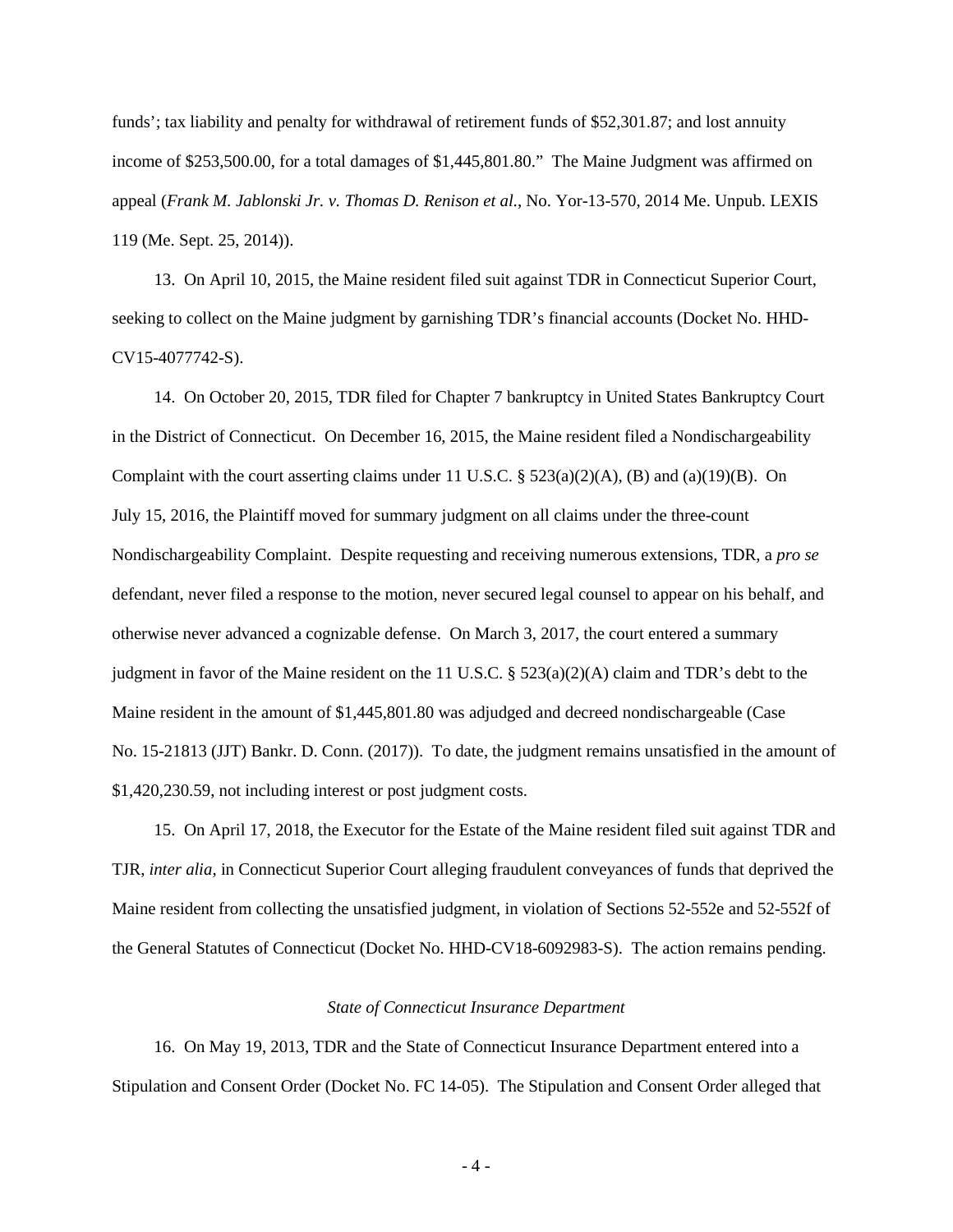funds'; tax liability and penalty for withdrawal of retirement funds of $52,301.87; and lost annuity income of $253,500.00, for a total damages of $1,445,801.80." The Maine Judgment was affirmed on appeal (*Frank M. Jablonski Jr. v. Thomas D. Renison et al.*, No. Yor-13-570, 2014 Me. Unpub. LEXIS 119 (Me. Sept. 25, 2014)).

13. On April 10, 2015, the Maine resident filed suit against TDR in Connecticut Superior Court, seeking to collect on the Maine judgment by garnishing TDR's financial accounts (Docket No. HHD-CV15-4077742-S).

14. On October 20, 2015, TDR filed for Chapter 7 bankruptcy in United States Bankruptcy Court in the District of Connecticut. On December 16, 2015, the Maine resident filed a Nondischargeability Complaint with the court asserting claims under 11 U.S.C. § 523(a)(2)(A), (B) and (a)(19)(B). On July 15, 2016, the Plaintiff moved for summary judgment on all claims under the three-count Nondischargeability Complaint. Despite requesting and receiving numerous extensions, TDR, a *pro se* defendant, never filed a response to the motion, never secured legal counsel to appear on his behalf, and otherwise never advanced a cognizable defense. On March 3, 2017, the court entered a summary judgment in favor of the Maine resident on the 11 U.S.C. § 523(a)(2)(A) claim and TDR's debt to the Maine resident in the amount of $1,445,801.80 was adjudged and decreed nondischargeable (Case No. 15-21813 (JJT) Bankr. D. Conn. (2017)). To date, the judgment remains unsatisfied in the amount of $1,420,230.59, not including interest or post judgment costs.

15. On April 17, 2018, the Executor for the Estate of the Maine resident filed suit against TDR and TJR, *inter alia*, in Connecticut Superior Court alleging fraudulent conveyances of funds that deprived the Maine resident from collecting the unsatisfied judgment, in violation of Sections 52-552e and 52-552f of the General Statutes of Connecticut (Docket No. HHD-CV18-6092983-S). The action remains pending.

*State of Connecticut Insurance Department*

16. On May 19, 2013, TDR and the State of Connecticut Insurance Department entered into a Stipulation and Consent Order (Docket No. FC 14-05). The Stipulation and Consent Order alleged that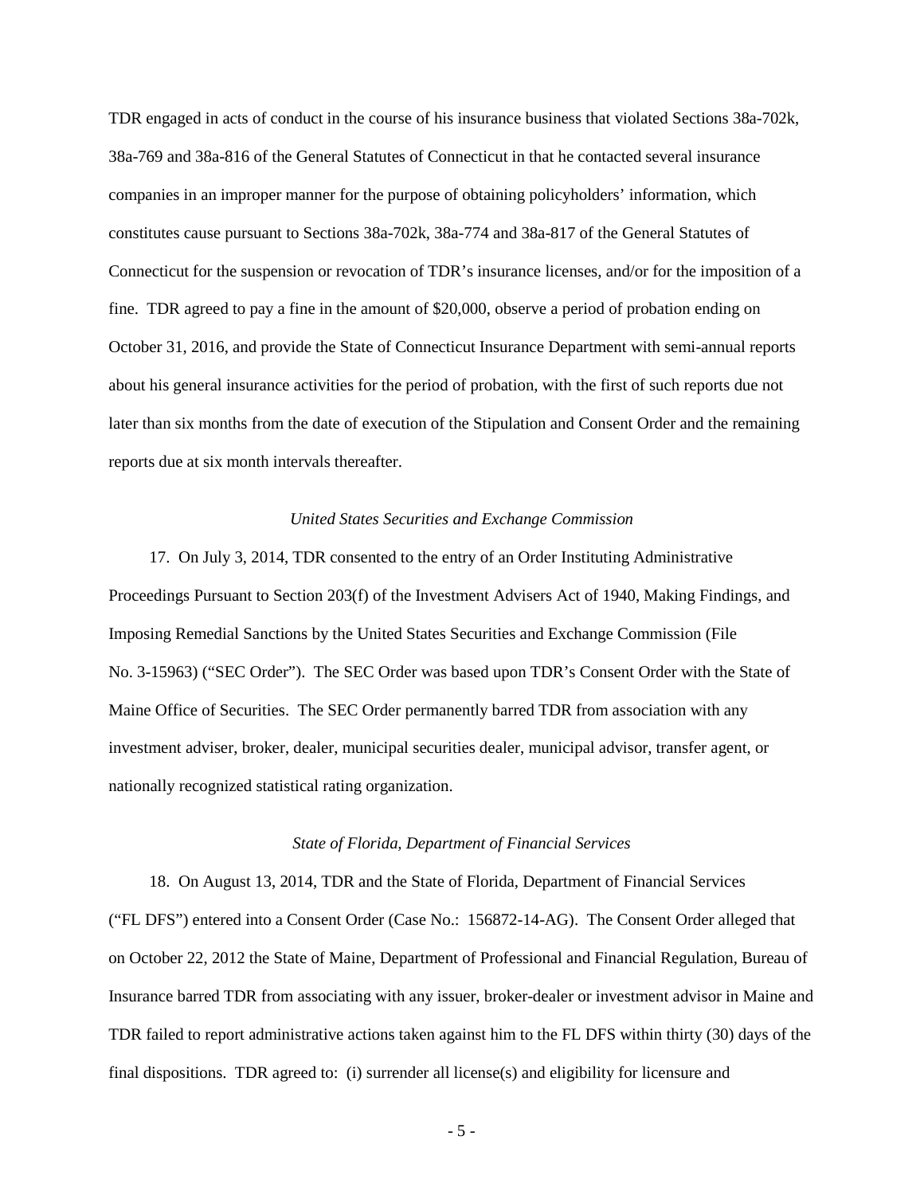TDR engaged in acts of conduct in the course of his insurance business that violated Sections 38a-702k, 38a-769 and 38a-816 of the General Statutes of Connecticut in that he contacted several insurance companies in an improper manner for the purpose of obtaining policyholders' information, which constitutes cause pursuant to Sections 38a-702k, 38a-774 and 38a-817 of the General Statutes of Connecticut for the suspension or revocation of TDR's insurance licenses, and/or for the imposition of a fine. TDR agreed to pay a fine in the amount of $20,000, observe a period of probation ending on October 31, 2016, and provide the State of Connecticut Insurance Department with semi-annual reports about his general insurance activities for the period of probation, with the first of such reports due not later than six months from the date of execution of the Stipulation and Consent Order and the remaining reports due at six month intervals thereafter.

*United States Securities and Exchange Commission*

17. On July 3, 2014, TDR consented to the entry of an Order Instituting Administrative Proceedings Pursuant to Section 203(f) of the Investment Advisers Act of 1940, Making Findings, and Imposing Remedial Sanctions by the United States Securities and Exchange Commission (File No. 3-15963) ("SEC Order"). The SEC Order was based upon TDR's Consent Order with the State of Maine Office of Securities. The SEC Order permanently barred TDR from association with any investment adviser, broker, dealer, municipal securities dealer, municipal advisor, transfer agent, or nationally recognized statistical rating organization.

*State of Florida, Department of Financial Services*

18. On August 13, 2014, TDR and the State of Florida, Department of Financial Services ("FL DFS") entered into a Consent Order (Case No.: 156872-14-AG). The Consent Order alleged that on October 22, 2012 the State of Maine, Department of Professional and Financial Regulation, Bureau of Insurance barred TDR from associating with any issuer, broker-dealer or investment advisor in Maine and TDR failed to report administrative actions taken against him to the FL DFS within thirty (30) days of the final dispositions. TDR agreed to: (i) surrender all license(s) and eligibility for licensure and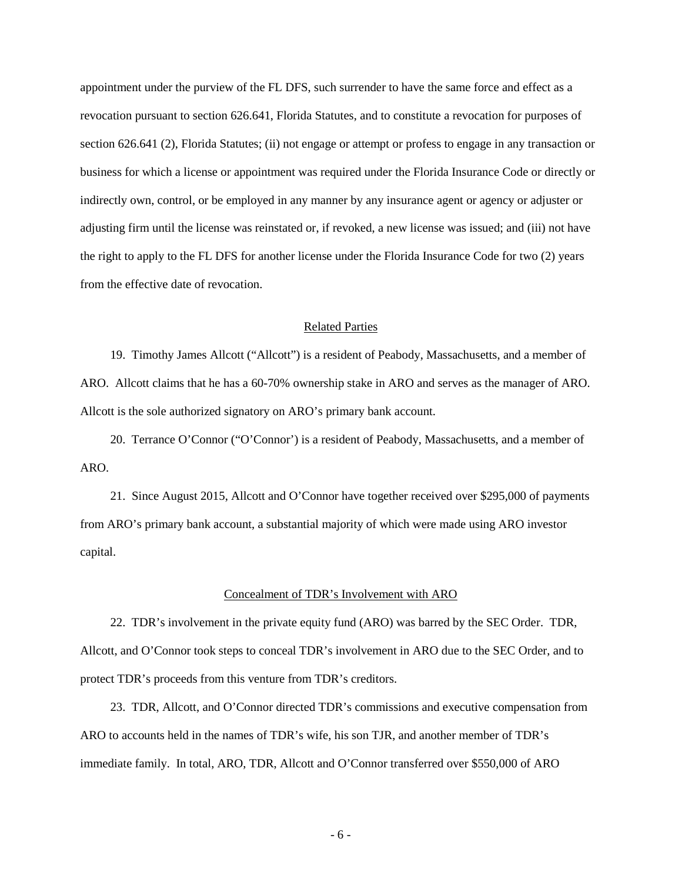appointment under the purview of the FL DFS, such surrender to have the same force and effect as a revocation pursuant to section 626.641, Florida Statutes, and to constitute a revocation for purposes of section 626.641 (2), Florida Statutes; (ii) not engage or attempt or profess to engage in any transaction or business for which a license or appointment was required under the Florida Insurance Code or directly or indirectly own, control, or be employed in any manner by any insurance agent or agency or adjuster or adjusting firm until the license was reinstated or, if revoked, a new license was issued; and (iii) not have the right to apply to the FL DFS for another license under the Florida Insurance Code for two (2) years from the effective date of revocation.

## Related Parties

19. Timothy James Allcott ("Allcott") is a resident of Peabody, Massachusetts, and a member of ARO. Allcott claims that he has a 60-70% ownership stake in ARO and serves as the manager of ARO. Allcott is the sole authorized signatory on ARO's primary bank account.

20. Terrance O'Connor ("O'Connor') is a resident of Peabody, Massachusetts, and a member of ARO.

21. Since August 2015, Allcott and O'Connor have together received over $295,000 of payments from ARO's primary bank account, a substantial majority of which were made using ARO investor capital.

## Concealment of TDR's Involvement with ARO

22. TDR's involvement in the private equity fund (ARO) was barred by the SEC Order. TDR, Allcott, and O'Connor took steps to conceal TDR's involvement in ARO due to the SEC Order, and to protect TDR's proceeds from this venture from TDR's creditors.

23. TDR, Allcott, and O'Connor directed TDR's commissions and executive compensation from ARO to accounts held in the names of TDR's wife, his son TJR, and another member of TDR's immediate family. In total, ARO, TDR, Allcott and O'Connor transferred over $550,000 of ARO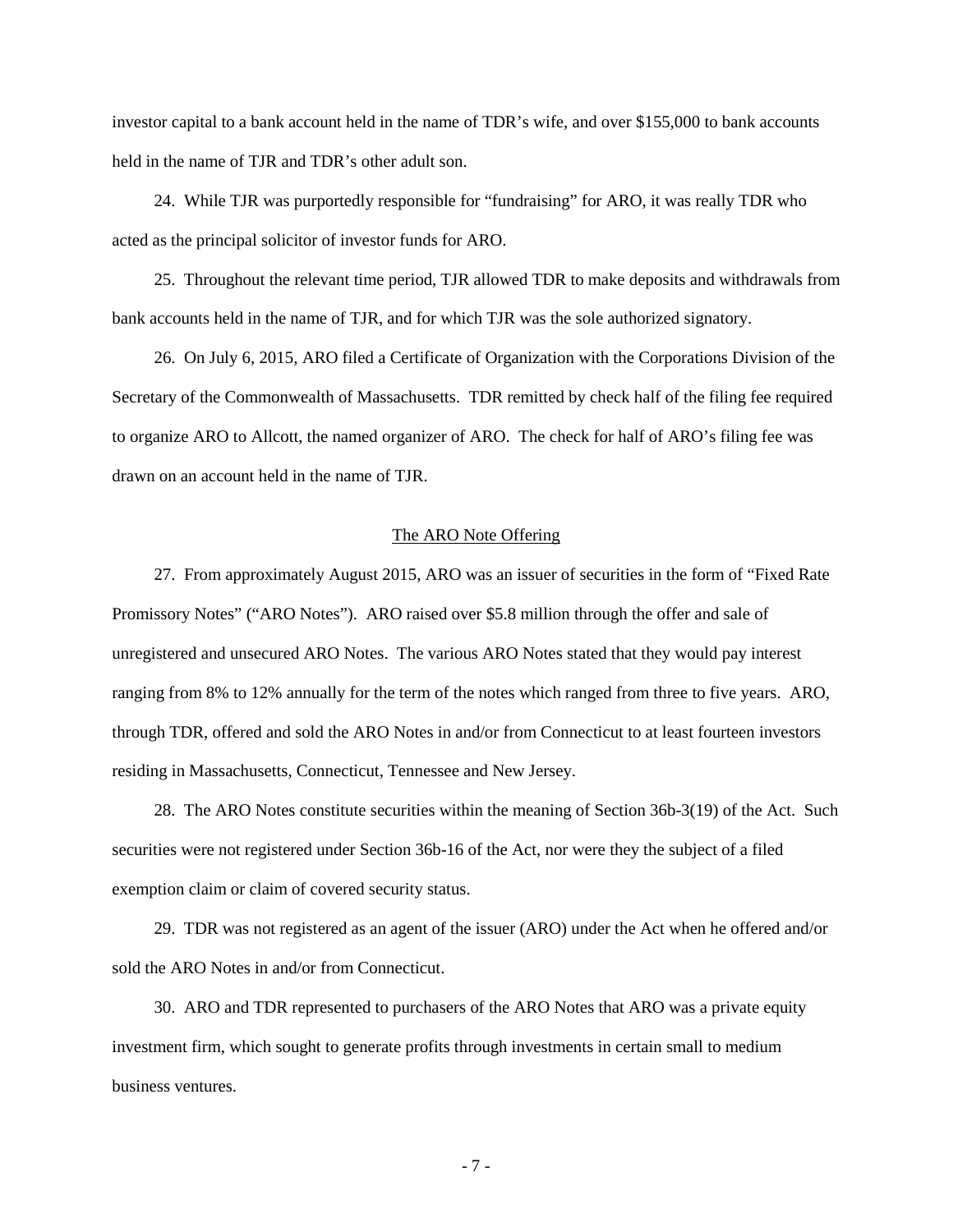investor capital to a bank account held in the name of TDR's wife, and over $155,000 to bank accounts held in the name of TJR and TDR's other adult son.

24. While TJR was purportedly responsible for "fundraising" for ARO, it was really TDR who acted as the principal solicitor of investor funds for ARO.

25. Throughout the relevant time period, TJR allowed TDR to make deposits and withdrawals from bank accounts held in the name of TJR, and for which TJR was the sole authorized signatory.

26. On July 6, 2015, ARO filed a Certificate of Organization with the Corporations Division of the Secretary of the Commonwealth of Massachusetts. TDR remitted by check half of the filing fee required to organize ARO to Allcott, the named organizer of ARO. The check for half of ARO's filing fee was drawn on an account held in the name of TJR.

## The ARO Note Offering

27. From approximately August 2015, ARO was an issuer of securities in the form of "Fixed Rate Promissory Notes" ("ARO Notes"). ARO raised over $5.8 million through the offer and sale of unregistered and unsecured ARO Notes. The various ARO Notes stated that they would pay interest ranging from 8% to 12% annually for the term of the notes which ranged from three to five years. ARO, through TDR, offered and sold the ARO Notes in and/or from Connecticut to at least fourteen investors residing in Massachusetts, Connecticut, Tennessee and New Jersey.

28. The ARO Notes constitute securities within the meaning of Section 36b-3(19) of the Act. Such securities were not registered under Section 36b-16 of the Act, nor were they the subject of a filed exemption claim or claim of covered security status.

29. TDR was not registered as an agent of the issuer (ARO) under the Act when he offered and/or sold the ARO Notes in and/or from Connecticut.

30. ARO and TDR represented to purchasers of the ARO Notes that ARO was a private equity investment firm, which sought to generate profits through investments in certain small to medium business ventures.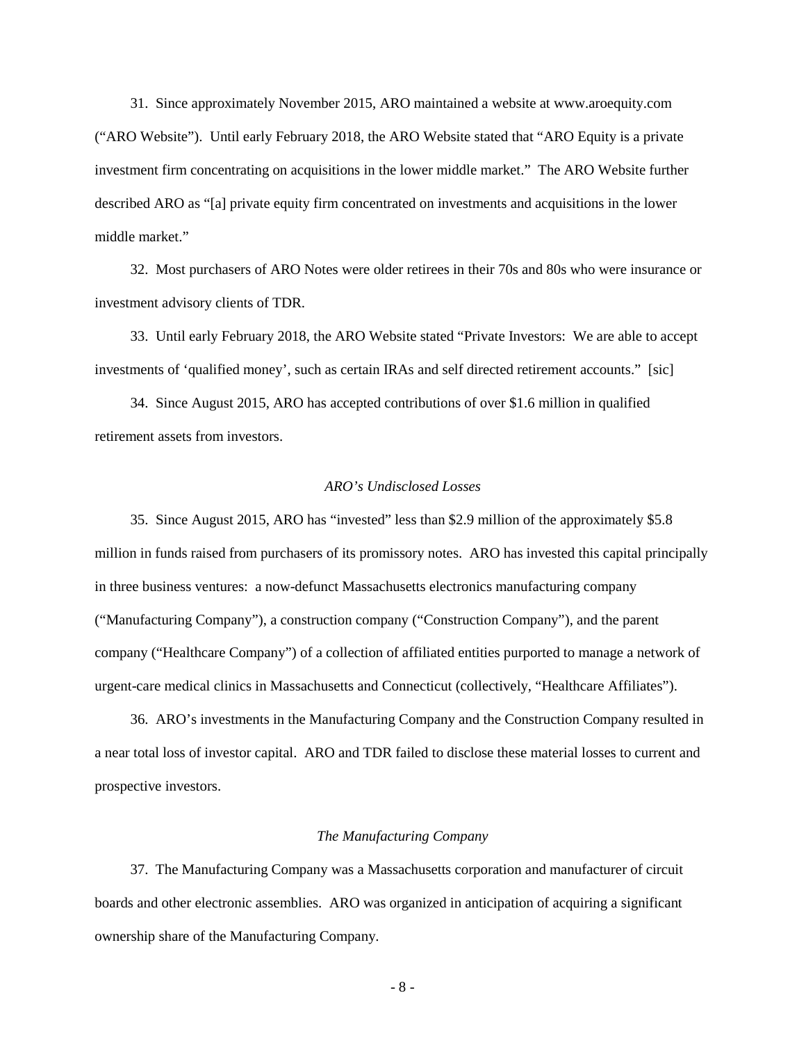31. Since approximately November 2015, ARO maintained a website at www.aroequity.com ("ARO Website"). Until early February 2018, the ARO Website stated that "ARO Equity is a private investment firm concentrating on acquisitions in the lower middle market." The ARO Website further described ARO as "[a] private equity firm concentrated on investments and acquisitions in the lower middle market."

32. Most purchasers of ARO Notes were older retirees in their 70s and 80s who were insurance or investment advisory clients of TDR.

33. Until early February 2018, the ARO Website stated "Private Investors: We are able to accept investments of 'qualified money', such as certain IRAs and self directed retirement accounts." [sic]

34. Since August 2015, ARO has accepted contributions of over $1.6 million in qualified retirement assets from investors.

*ARO's Undisclosed Losses*

35. Since August 2015, ARO has "invested" less than $2.9 million of the approximately $5.8 million in funds raised from purchasers of its promissory notes. ARO has invested this capital principally in three business ventures: a now-defunct Massachusetts electronics manufacturing company ("Manufacturing Company"), a construction company ("Construction Company"), and the parent company ("Healthcare Company") of a collection of affiliated entities purported to manage a network of urgent-care medical clinics in Massachusetts and Connecticut (collectively, "Healthcare Affiliates").

36. ARO's investments in the Manufacturing Company and the Construction Company resulted in a near total loss of investor capital. ARO and TDR failed to disclose these material losses to current and prospective investors.

*The Manufacturing Company*

37. The Manufacturing Company was a Massachusetts corporation and manufacturer of circuit boards and other electronic assemblies. ARO was organized in anticipation of acquiring a significant ownership share of the Manufacturing Company.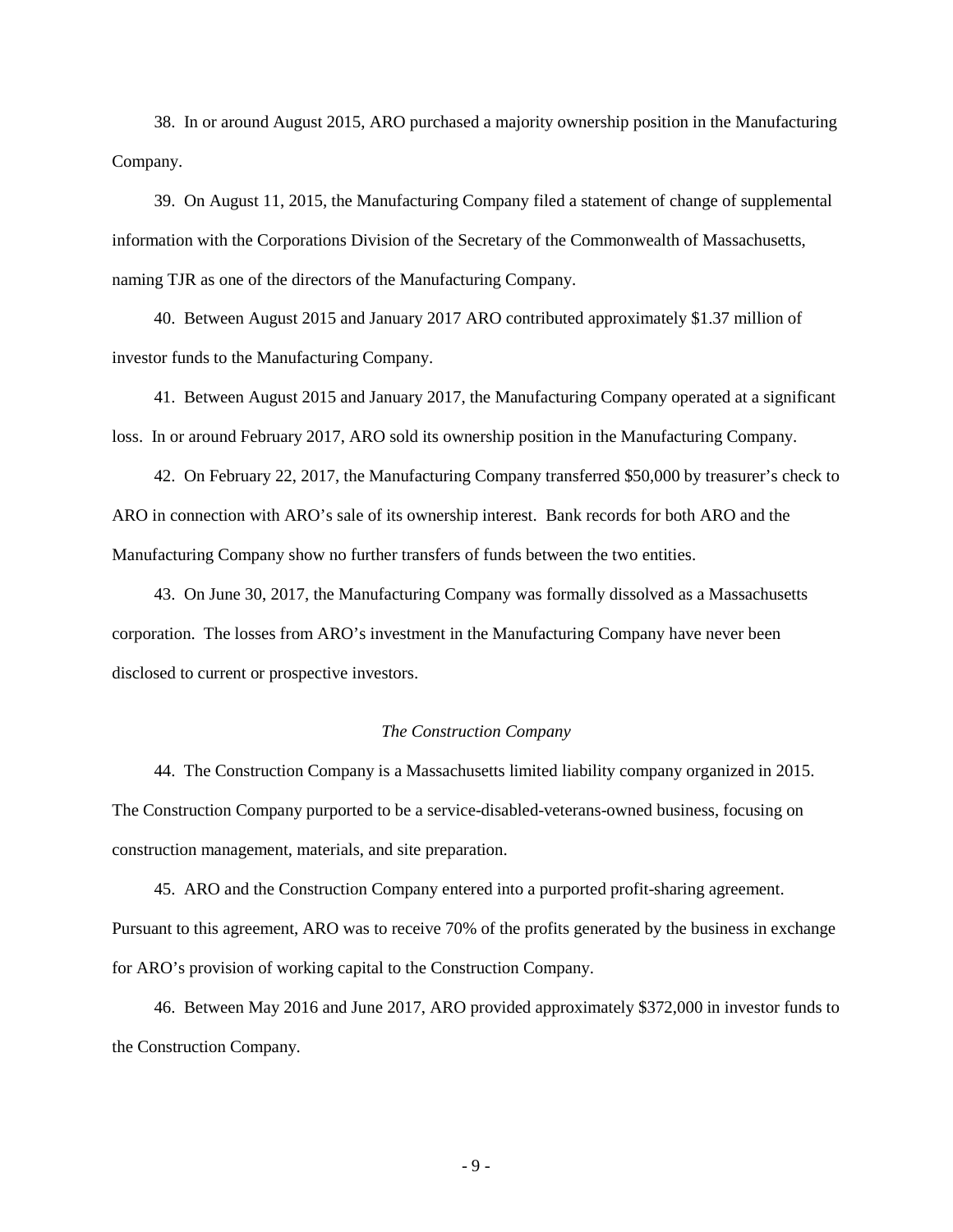38. In or around August 2015, ARO purchased a majority ownership position in the Manufacturing Company.

39. On August 11, 2015, the Manufacturing Company filed a statement of change of supplemental information with the Corporations Division of the Secretary of the Commonwealth of Massachusetts, naming TJR as one of the directors of the Manufacturing Company.

40. Between August 2015 and January 2017 ARO contributed approximately $1.37 million of investor funds to the Manufacturing Company.

41. Between August 2015 and January 2017, the Manufacturing Company operated at a significant loss. In or around February 2017, ARO sold its ownership position in the Manufacturing Company.

42. On February 22, 2017, the Manufacturing Company transferred $50,000 by treasurer's check to ARO in connection with ARO's sale of its ownership interest. Bank records for both ARO and the Manufacturing Company show no further transfers of funds between the two entities.

43. On June 30, 2017, the Manufacturing Company was formally dissolved as a Massachusetts corporation. The losses from ARO's investment in the Manufacturing Company have never been disclosed to current or prospective investors.

*The Construction Company*

44. The Construction Company is a Massachusetts limited liability company organized in 2015. The Construction Company purported to be a service-disabled-veterans-owned business, focusing on construction management, materials, and site preparation.

45. ARO and the Construction Company entered into a purported profit-sharing agreement. Pursuant to this agreement, ARO was to receive 70% of the profits generated by the business in exchange for ARO's provision of working capital to the Construction Company.

46. Between May 2016 and June 2017, ARO provided approximately $372,000 in investor funds to the Construction Company.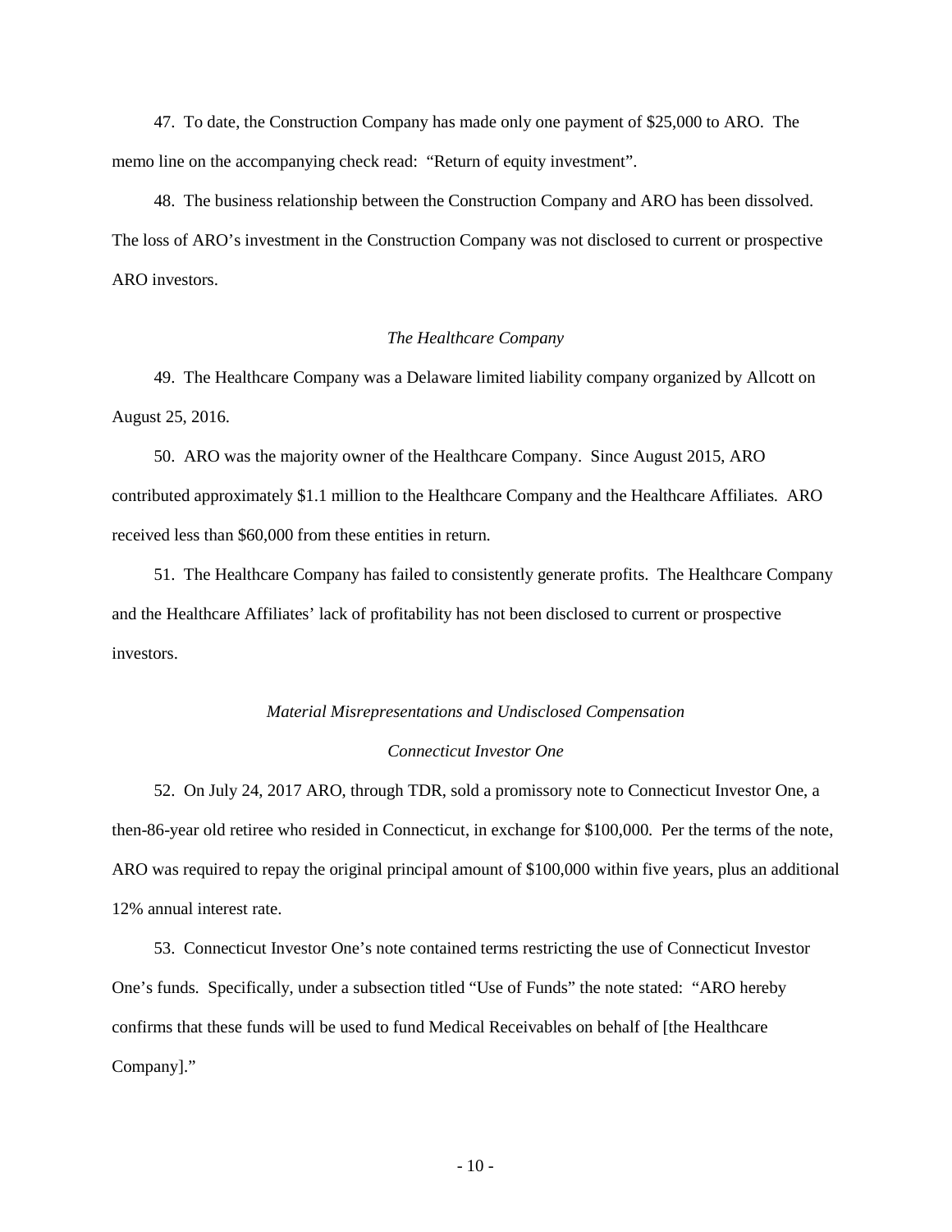47. To date, the Construction Company has made only one payment of $25,000 to ARO. The memo line on the accompanying check read: "Return of equity investment".

48. The business relationship between the Construction Company and ARO has been dissolved. The loss of ARO's investment in the Construction Company was not disclosed to current or prospective ARO investors.

*The Healthcare Company*

49. The Healthcare Company was a Delaware limited liability company organized by Allcott on August 25, 2016.

50. ARO was the majority owner of the Healthcare Company. Since August 2015, ARO contributed approximately $1.1 million to the Healthcare Company and the Healthcare Affiliates. ARO received less than $60,000 from these entities in return.

51. The Healthcare Company has failed to consistently generate profits. The Healthcare Company and the Healthcare Affiliates' lack of profitability has not been disclosed to current or prospective investors.

*Material Misrepresentations and Undisclosed Compensation*

*Connecticut Investor One*

52. On July 24, 2017 ARO, through TDR, sold a promissory note to Connecticut Investor One, a then-86-year old retiree who resided in Connecticut, in exchange for $100,000. Per the terms of the note, ARO was required to repay the original principal amount of $100,000 within five years, plus an additional 12% annual interest rate.

53. Connecticut Investor One's note contained terms restricting the use of Connecticut Investor One's funds. Specifically, under a subsection titled "Use of Funds" the note stated: "ARO hereby confirms that these funds will be used to fund Medical Receivables on behalf of [the Healthcare Company]."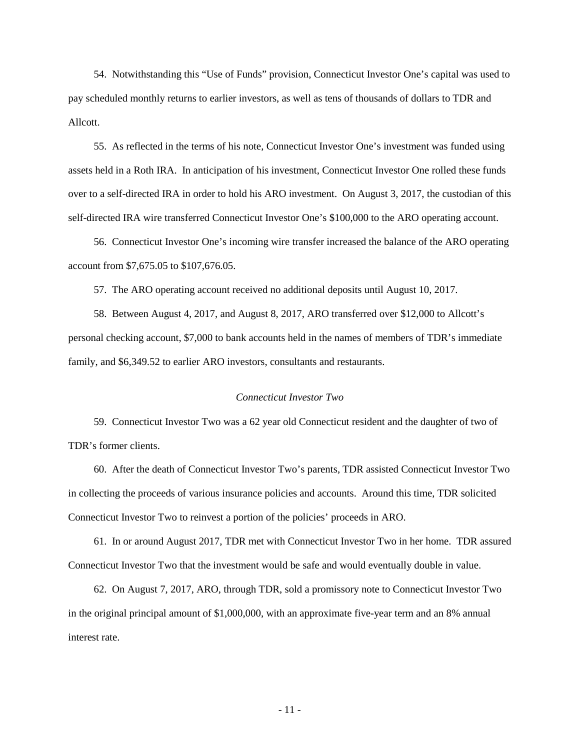54. Notwithstanding this "Use of Funds" provision, Connecticut Investor One's capital was used to pay scheduled monthly returns to earlier investors, as well as tens of thousands of dollars to TDR and Allcott.

55. As reflected in the terms of his note, Connecticut Investor One's investment was funded using assets held in a Roth IRA. In anticipation of his investment, Connecticut Investor One rolled these funds over to a self-directed IRA in order to hold his ARO investment. On August 3, 2017, the custodian of this self-directed IRA wire transferred Connecticut Investor One's $100,000 to the ARO operating account.

56. Connecticut Investor One's incoming wire transfer increased the balance of the ARO operating account from $7,675.05 to $107,676.05.

57. The ARO operating account received no additional deposits until August 10, 2017.

58. Between August 4, 2017, and August 8, 2017, ARO transferred over $12,000 to Allcott's personal checking account, $7,000 to bank accounts held in the names of members of TDR's immediate family, and $6,349.52 to earlier ARO investors, consultants and restaurants.

*Connecticut Investor Two*

59. Connecticut Investor Two was a 62 year old Connecticut resident and the daughter of two of TDR's former clients.

60. After the death of Connecticut Investor Two's parents, TDR assisted Connecticut Investor Two in collecting the proceeds of various insurance policies and accounts. Around this time, TDR solicited Connecticut Investor Two to reinvest a portion of the policies' proceeds in ARO.

61. In or around August 2017, TDR met with Connecticut Investor Two in her home. TDR assured Connecticut Investor Two that the investment would be safe and would eventually double in value.

62. On August 7, 2017, ARO, through TDR, sold a promissory note to Connecticut Investor Two in the original principal amount of $1,000,000, with an approximate five-year term and an 8% annual interest rate.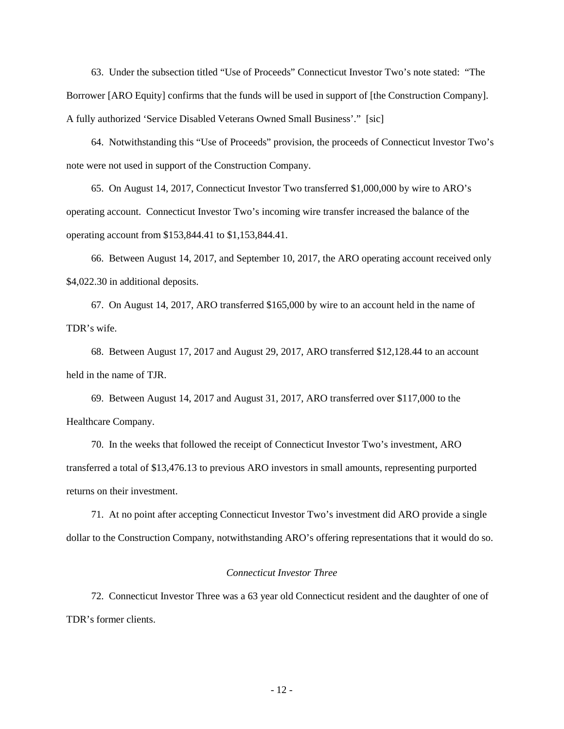63. Under the subsection titled "Use of Proceeds" Connecticut Investor Two's note stated: "The Borrower [ARO Equity] confirms that the funds will be used in support of [the Construction Company]. A fully authorized 'Service Disabled Veterans Owned Small Business'." [sic]

64. Notwithstanding this "Use of Proceeds" provision, the proceeds of Connecticut lnvestor Two's note were not used in support of the Construction Company.

65. On August 14, 2017, Connecticut Investor Two transferred $1,000,000 by wire to ARO's operating account. Connecticut Investor Two's incoming wire transfer increased the balance of the operating account from $153,844.41 to $1,153,844.41.

66. Between August 14, 2017, and September 10, 2017, the ARO operating account received only $4,022.30 in additional deposits.

67. On August 14, 2017, ARO transferred $165,000 by wire to an account held in the name of TDR's wife.

68. Between August 17, 2017 and August 29, 2017, ARO transferred $12,128.44 to an account held in the name of TJR.

69. Between August 14, 2017 and August 31, 2017, ARO transferred over $117,000 to the Healthcare Company.

70. In the weeks that followed the receipt of Connecticut Investor Two's investment, ARO transferred a total of $13,476.13 to previous ARO investors in small amounts, representing purported returns on their investment.

71. At no point after accepting Connecticut Investor Two's investment did ARO provide a single dollar to the Construction Company, notwithstanding ARO's offering representations that it would do so.

*Connecticut Investor Three*

72. Connecticut Investor Three was a 63 year old Connecticut resident and the daughter of one of TDR's former clients.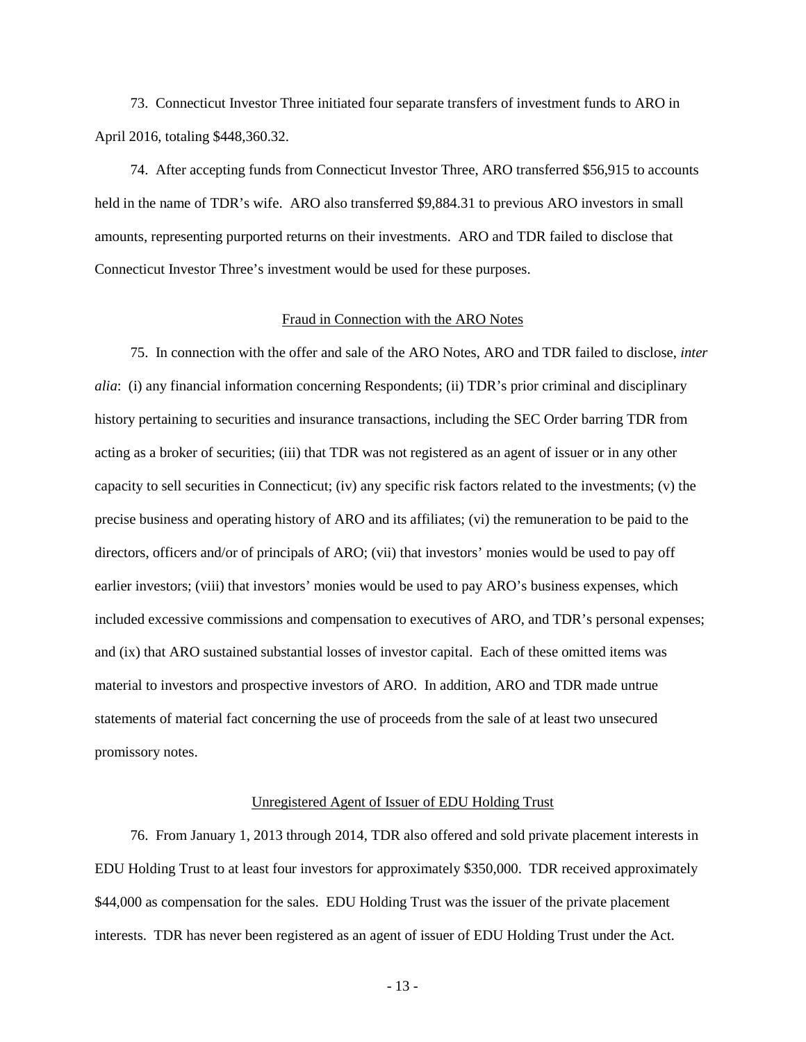73. Connecticut Investor Three initiated four separate transfers of investment funds to ARO in April 2016, totaling $448,360.32.

74. After accepting funds from Connecticut Investor Three, ARO transferred $56,915 to accounts held in the name of TDR's wife. ARO also transferred $9,884.31 to previous ARO investors in small amounts, representing purported returns on their investments. ARO and TDR failed to disclose that Connecticut Investor Three's investment would be used for these purposes.

Fraud in Connection with the ARO Notes

75. In connection with the offer and sale of the ARO Notes, ARO and TDR failed to disclose, *inter alia*: (i) any financial information concerning Respondents; (ii) TDR's prior criminal and disciplinary history pertaining to securities and insurance transactions, including the SEC Order barring TDR from acting as a broker of securities; (iii) that TDR was not registered as an agent of issuer or in any other capacity to sell securities in Connecticut; (iv) any specific risk factors related to the investments; (v) the precise business and operating history of ARO and its affiliates; (vi) the remuneration to be paid to the directors, officers and/or of principals of ARO; (vii) that investors' monies would be used to pay off earlier investors; (viii) that investors' monies would be used to pay ARO's business expenses, which included excessive commissions and compensation to executives of ARO, and TDR's personal expenses; and (ix) that ARO sustained substantial losses of investor capital. Each of these omitted items was material to investors and prospective investors of ARO. In addition, ARO and TDR made untrue statements of material fact concerning the use of proceeds from the sale of at least two unsecured promissory notes.

Unregistered Agent of Issuer of EDU Holding Trust

76. From January 1, 2013 through 2014, TDR also offered and sold private placement interests in EDU Holding Trust to at least four investors for approximately $350,000. TDR received approximately $44,000 as compensation for the sales. EDU Holding Trust was the issuer of the private placement interests. TDR has never been registered as an agent of issuer of EDU Holding Trust under the Act.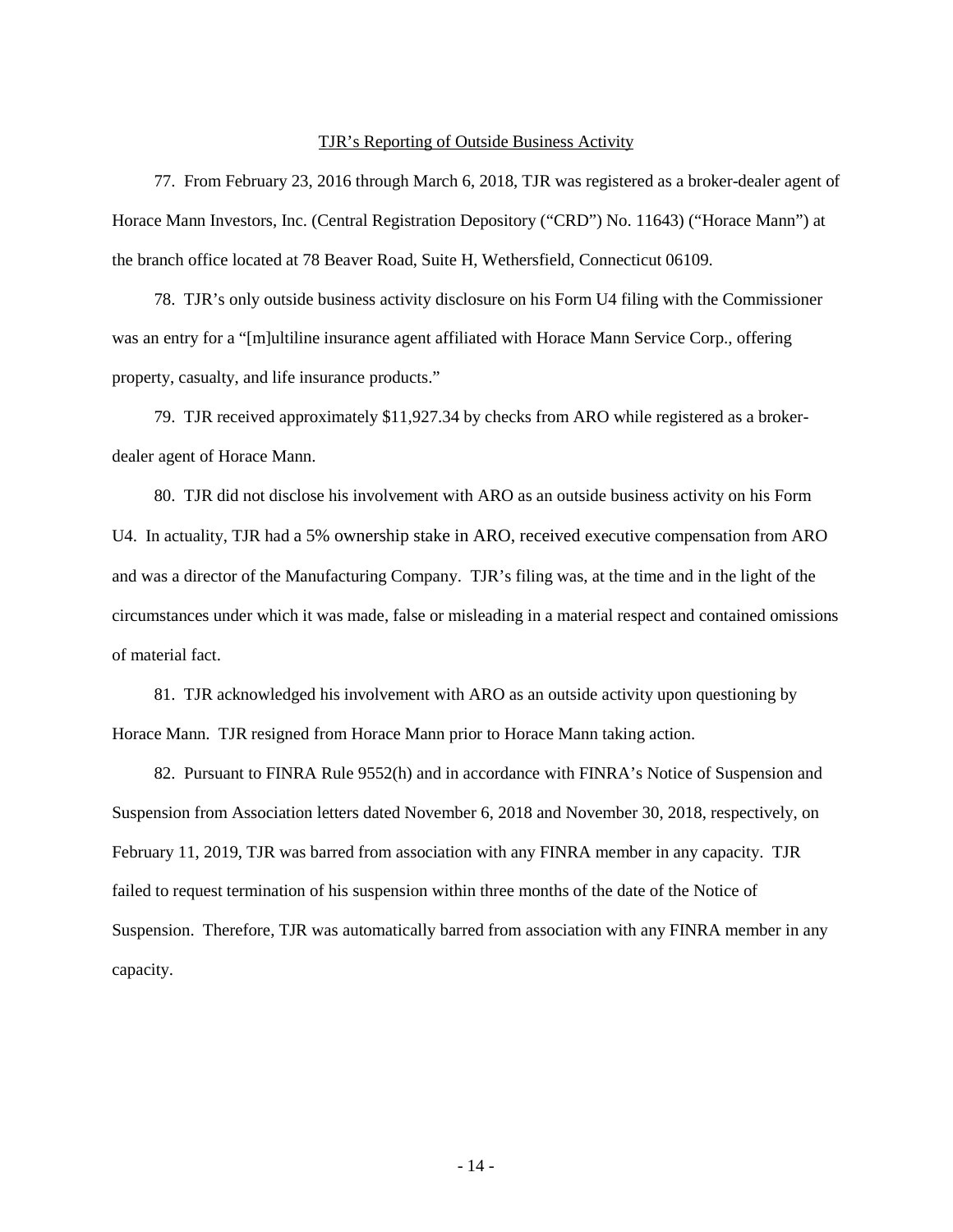## TJR's Reporting of Outside Business Activity

77. From February 23, 2016 through March 6, 2018, TJR was registered as a broker-dealer agent of Horace Mann Investors, Inc. (Central Registration Depository ("CRD") No. 11643) ("Horace Mann") at the branch office located at 78 Beaver Road, Suite H, Wethersfield, Connecticut 06109.

78. TJR's only outside business activity disclosure on his Form U4 filing with the Commissioner was an entry for a "[m]ultiline insurance agent affiliated with Horace Mann Service Corp., offering property, casualty, and life insurance products."

79. TJR received approximately $11,927.34 by checks from ARO while registered as a broker-dealer agent of Horace Mann.

80. TJR did not disclose his involvement with ARO as an outside business activity on his Form U4. In actuality, TJR had a 5% ownership stake in ARO, received executive compensation from ARO and was a director of the Manufacturing Company. TJR's filing was, at the time and in the light of the circumstances under which it was made, false or misleading in a material respect and contained omissions of material fact.

81. TJR acknowledged his involvement with ARO as an outside activity upon questioning by Horace Mann. TJR resigned from Horace Mann prior to Horace Mann taking action.

82. Pursuant to FINRA Rule 9552(h) and in accordance with FINRA's Notice of Suspension and Suspension from Association letters dated November 6, 2018 and November 30, 2018, respectively, on February 11, 2019, TJR was barred from association with any FINRA member in any capacity. TJR failed to request termination of his suspension within three months of the date of the Notice of Suspension. Therefore, TJR was automatically barred from association with any FINRA member in any capacity.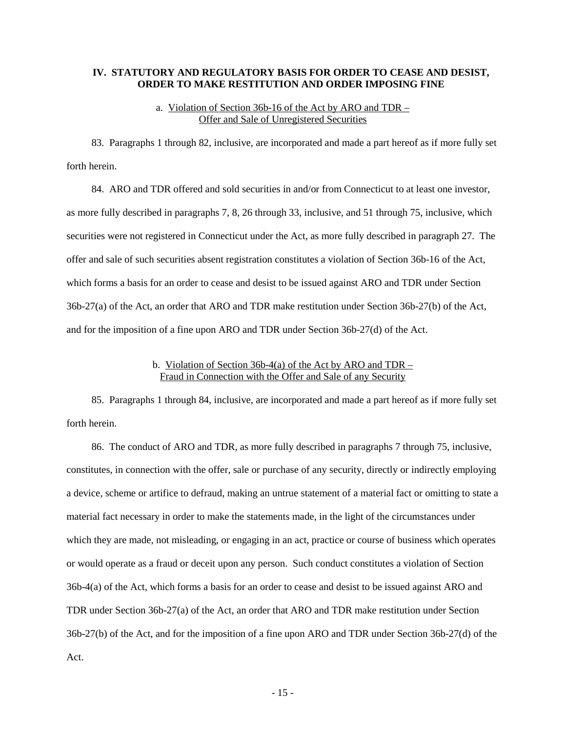## IV. STATUTORY AND REGULATORY BASIS FOR ORDER TO CEASE AND DESIST, ORDER TO MAKE RESTITUTION AND ORDER IMPOSING FINE

### a. Violation of Section 36b-16 of the Act by ARO and TDR – Offer and Sale of Unregistered Securities

83. Paragraphs 1 through 82, inclusive, are incorporated and made a part hereof as if more fully set forth herein.

84. ARO and TDR offered and sold securities in and/or from Connecticut to at least one investor, as more fully described in paragraphs 7, 8, 26 through 33, inclusive, and 51 through 75, inclusive, which securities were not registered in Connecticut under the Act, as more fully described in paragraph 27. The offer and sale of such securities absent registration constitutes a violation of Section 36b-16 of the Act, which forms a basis for an order to cease and desist to be issued against ARO and TDR under Section 36b-27(a) of the Act, an order that ARO and TDR make restitution under Section 36b-27(b) of the Act, and for the imposition of a fine upon ARO and TDR under Section 36b-27(d) of the Act.

### b. Violation of Section 36b-4(a) of the Act by ARO and TDR – Fraud in Connection with the Offer and Sale of any Security

85. Paragraphs 1 through 84, inclusive, are incorporated and made a part hereof as if more fully set forth herein.

86. The conduct of ARO and TDR, as more fully described in paragraphs 7 through 75, inclusive, constitutes, in connection with the offer, sale or purchase of any security, directly or indirectly employing a device, scheme or artifice to defraud, making an untrue statement of a material fact or omitting to state a material fact necessary in order to make the statements made, in the light of the circumstances under which they are made, not misleading, or engaging in an act, practice or course of business which operates or would operate as a fraud or deceit upon any person. Such conduct constitutes a violation of Section 36b-4(a) of the Act, which forms a basis for an order to cease and desist to be issued against ARO and TDR under Section 36b-27(a) of the Act, an order that ARO and TDR make restitution under Section 36b-27(b) of the Act, and for the imposition of a fine upon ARO and TDR under Section 36b-27(d) of the Act.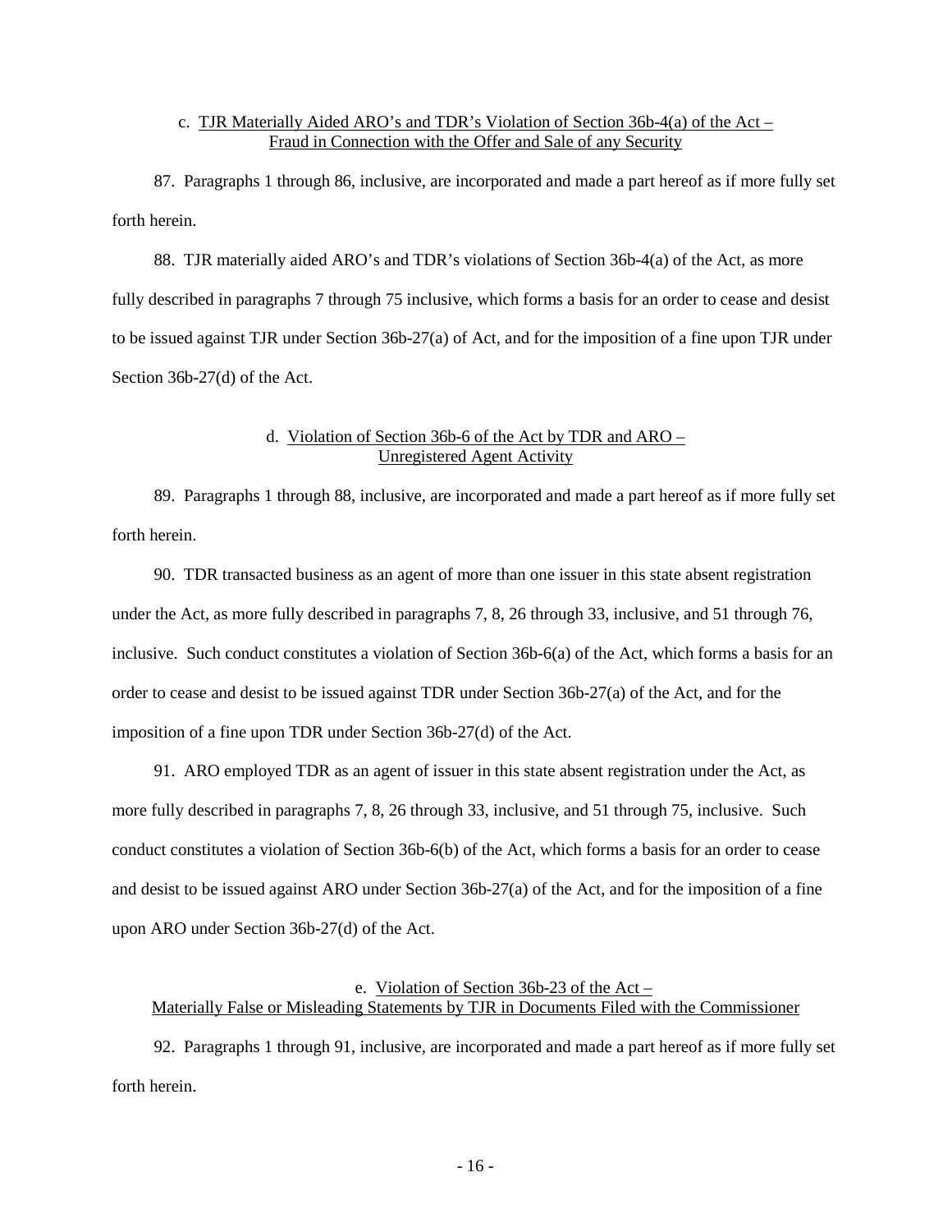### c. TJR Materially Aided ARO's and TDR's Violation of Section 36b-4(a) of the Act – Fraud in Connection with the Offer and Sale of any Security

87. Paragraphs 1 through 86, inclusive, are incorporated and made a part hereof as if more fully set forth herein.

88. TJR materially aided ARO's and TDR's violations of Section 36b-4(a) of the Act, as more fully described in paragraphs 7 through 75 inclusive, which forms a basis for an order to cease and desist to be issued against TJR under Section 36b-27(a) of Act, and for the imposition of a fine upon TJR under Section 36b-27(d) of the Act.

### d. Violation of Section 36b-6 of the Act by TDR and ARO – Unregistered Agent Activity

89. Paragraphs 1 through 88, inclusive, are incorporated and made a part hereof as if more fully set forth herein.

90. TDR transacted business as an agent of more than one issuer in this state absent registration under the Act, as more fully described in paragraphs 7, 8, 26 through 33, inclusive, and 51 through 76, inclusive. Such conduct constitutes a violation of Section 36b-6(a) of the Act, which forms a basis for an order to cease and desist to be issued against TDR under Section 36b-27(a) of the Act, and for the imposition of a fine upon TDR under Section 36b-27(d) of the Act.

91. ARO employed TDR as an agent of issuer in this state absent registration under the Act, as more fully described in paragraphs 7, 8, 26 through 33, inclusive, and 51 through 75, inclusive. Such conduct constitutes a violation of Section 36b-6(b) of the Act, which forms a basis for an order to cease and desist to be issued against ARO under Section 36b-27(a) of the Act, and for the imposition of a fine upon ARO under Section 36b-27(d) of the Act.

### e. Violation of Section 36b-23 of the Act – Materially False or Misleading Statements by TJR in Documents Filed with the Commissioner

92. Paragraphs 1 through 91, inclusive, are incorporated and made a part hereof as if more fully set forth herein.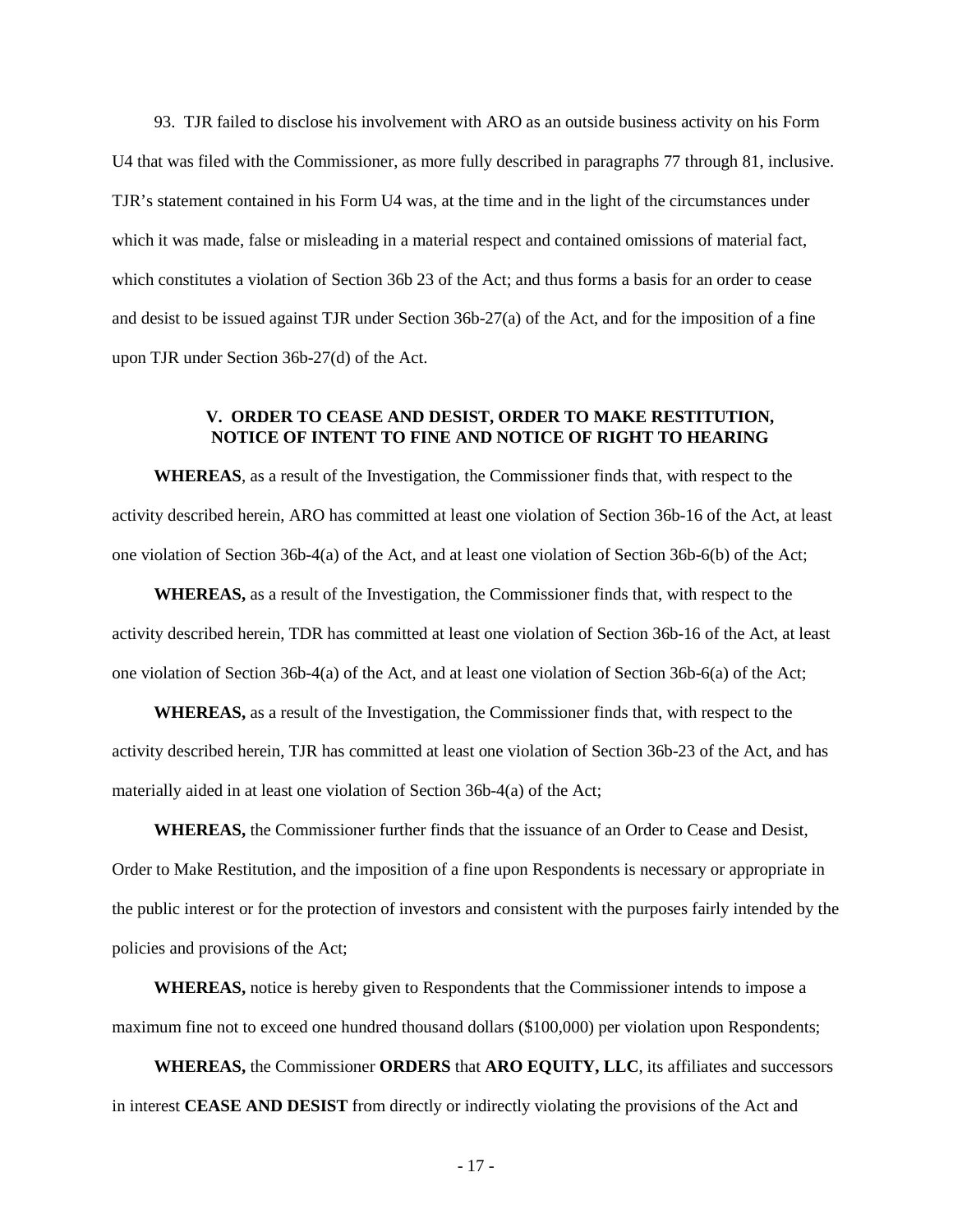93. TJR failed to disclose his involvement with ARO as an outside business activity on his Form U4 that was filed with the Commissioner, as more fully described in paragraphs 77 through 81, inclusive. TJR's statement contained in his Form U4 was, at the time and in the light of the circumstances under which it was made, false or misleading in a material respect and contained omissions of material fact, which constitutes a violation of Section 36b 23 of the Act; and thus forms a basis for an order to cease and desist to be issued against TJR under Section 36b-27(a) of the Act, and for the imposition of a fine upon TJR under Section 36b-27(d) of the Act.

## V. ORDER TO CEASE AND DESIST, ORDER TO MAKE RESTITUTION, NOTICE OF INTENT TO FINE AND NOTICE OF RIGHT TO HEARING

**WHEREAS**, as a result of the Investigation, the Commissioner finds that, with respect to the activity described herein, ARO has committed at least one violation of Section 36b-16 of the Act, at least one violation of Section 36b-4(a) of the Act, and at least one violation of Section 36b-6(b) of the Act;

**WHEREAS,** as a result of the Investigation, the Commissioner finds that, with respect to the activity described herein, TDR has committed at least one violation of Section 36b-16 of the Act, at least one violation of Section 36b-4(a) of the Act, and at least one violation of Section 36b-6(a) of the Act;

**WHEREAS,** as a result of the Investigation, the Commissioner finds that, with respect to the activity described herein, TJR has committed at least one violation of Section 36b-23 of the Act, and has materially aided in at least one violation of Section 36b-4(a) of the Act;

**WHEREAS,** the Commissioner further finds that the issuance of an Order to Cease and Desist, Order to Make Restitution, and the imposition of a fine upon Respondents is necessary or appropriate in the public interest or for the protection of investors and consistent with the purposes fairly intended by the policies and provisions of the Act;

**WHEREAS,** notice is hereby given to Respondents that the Commissioner intends to impose a maximum fine not to exceed one hundred thousand dollars ($100,000) per violation upon Respondents;

**WHEREAS,** the Commissioner **ORDERS** that **ARO EQUITY, LLC**, its affiliates and successors in interest **CEASE AND DESIST** from directly or indirectly violating the provisions of the Act and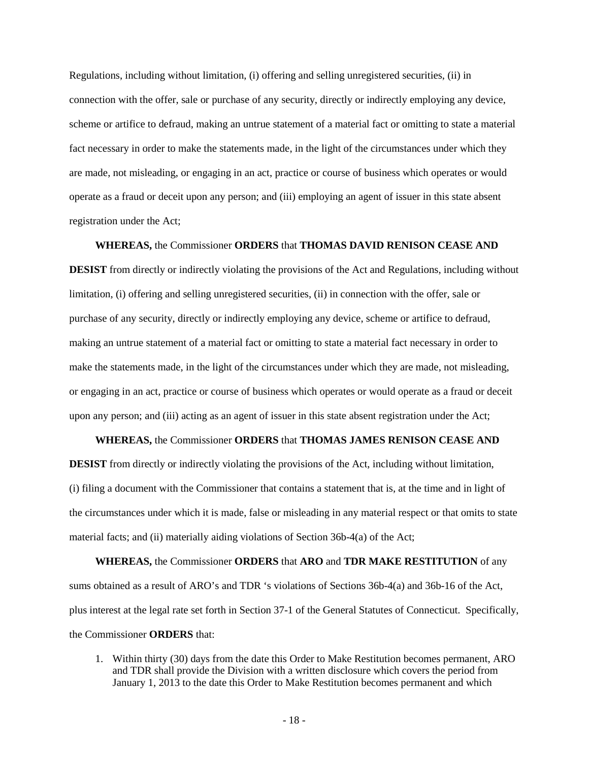Regulations, including without limitation, (i) offering and selling unregistered securities, (ii) in connection with the offer, sale or purchase of any security, directly or indirectly employing any device, scheme or artifice to defraud, making an untrue statement of a material fact or omitting to state a material fact necessary in order to make the statements made, in the light of the circumstances under which they are made, not misleading, or engaging in an act, practice or course of business which operates or would operate as a fraud or deceit upon any person; and (iii) employing an agent of issuer in this state absent registration under the Act;

**WHEREAS,** the Commissioner **ORDERS** that **THOMAS DAVID RENISON CEASE AND DESIST** from directly or indirectly violating the provisions of the Act and Regulations, including without limitation, (i) offering and selling unregistered securities, (ii) in connection with the offer, sale or purchase of any security, directly or indirectly employing any device, scheme or artifice to defraud, making an untrue statement of a material fact or omitting to state a material fact necessary in order to make the statements made, in the light of the circumstances under which they are made, not misleading, or engaging in an act, practice or course of business which operates or would operate as a fraud or deceit upon any person; and (iii) acting as an agent of issuer in this state absent registration under the Act;

**WHEREAS,** the Commissioner **ORDERS** that **THOMAS JAMES RENISON CEASE AND DESIST** from directly or indirectly violating the provisions of the Act, including without limitation, (i) filing a document with the Commissioner that contains a statement that is, at the time and in light of the circumstances under which it is made, false or misleading in any material respect or that omits to state material facts; and (ii) materially aiding violations of Section 36b-4(a) of the Act;

**WHEREAS,** the Commissioner **ORDERS** that **ARO** and **TDR MAKE RESTITUTION** of any sums obtained as a result of ARO's and TDR 's violations of Sections 36b-4(a) and 36b-16 of the Act, plus interest at the legal rate set forth in Section 37-1 of the General Statutes of Connecticut. Specifically, the Commissioner **ORDERS** that:

1. Within thirty (30) days from the date this Order to Make Restitution becomes permanent, ARO and TDR shall provide the Division with a written disclosure which covers the period from January 1, 2013 to the date this Order to Make Restitution becomes permanent and which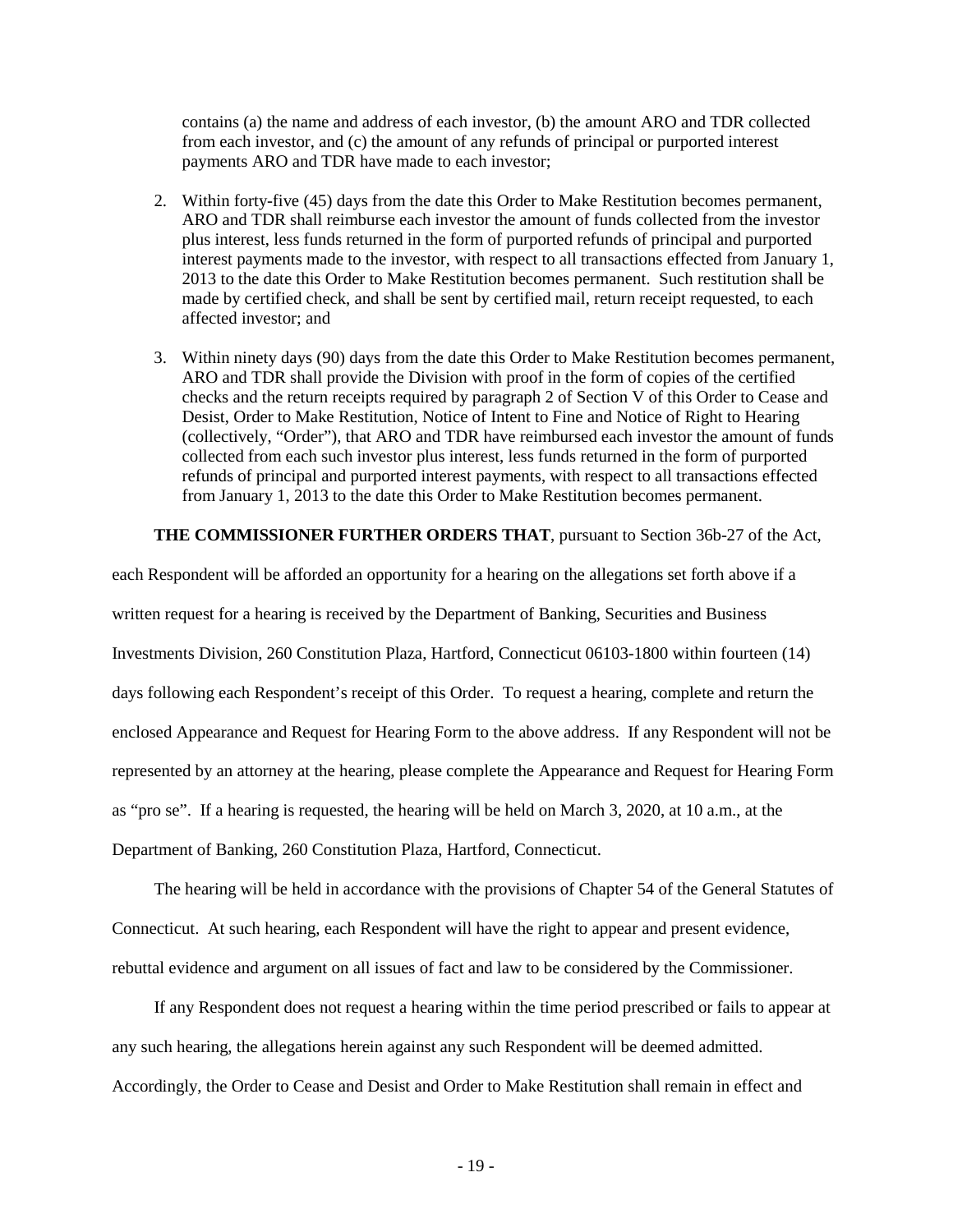contains (a) the name and address of each investor, (b) the amount ARO and TDR collected from each investor, and (c) the amount of any refunds of principal or purported interest payments ARO and TDR have made to each investor;

2. Within forty-five (45) days from the date this Order to Make Restitution becomes permanent, ARO and TDR shall reimburse each investor the amount of funds collected from the investor plus interest, less funds returned in the form of purported refunds of principal and purported interest payments made to the investor, with respect to all transactions effected from January 1, 2013 to the date this Order to Make Restitution becomes permanent. Such restitution shall be made by certified check, and shall be sent by certified mail, return receipt requested, to each affected investor; and

3. Within ninety days (90) days from the date this Order to Make Restitution becomes permanent, ARO and TDR shall provide the Division with proof in the form of copies of the certified checks and the return receipts required by paragraph 2 of Section V of this Order to Cease and Desist, Order to Make Restitution, Notice of Intent to Fine and Notice of Right to Hearing (collectively, "Order"), that ARO and TDR have reimbursed each investor the amount of funds collected from each such investor plus interest, less funds returned in the form of purported refunds of principal and purported interest payments, with respect to all transactions effected from January 1, 2013 to the date this Order to Make Restitution becomes permanent.

**THE COMMISSIONER FURTHER ORDERS THAT**, pursuant to Section 36b-27 of the Act, each Respondent will be afforded an opportunity for a hearing on the allegations set forth above if a written request for a hearing is received by the Department of Banking, Securities and Business Investments Division, 260 Constitution Plaza, Hartford, Connecticut 06103-1800 within fourteen (14) days following each Respondent's receipt of this Order. To request a hearing, complete and return the enclosed Appearance and Request for Hearing Form to the above address. If any Respondent will not be represented by an attorney at the hearing, please complete the Appearance and Request for Hearing Form as "pro se". If a hearing is requested, the hearing will be held on March 3, 2020, at 10 a.m., at the Department of Banking, 260 Constitution Plaza, Hartford, Connecticut.

The hearing will be held in accordance with the provisions of Chapter 54 of the General Statutes of Connecticut. At such hearing, each Respondent will have the right to appear and present evidence, rebuttal evidence and argument on all issues of fact and law to be considered by the Commissioner.

If any Respondent does not request a hearing within the time period prescribed or fails to appear at any such hearing, the allegations herein against any such Respondent will be deemed admitted. Accordingly, the Order to Cease and Desist and Order to Make Restitution shall remain in effect and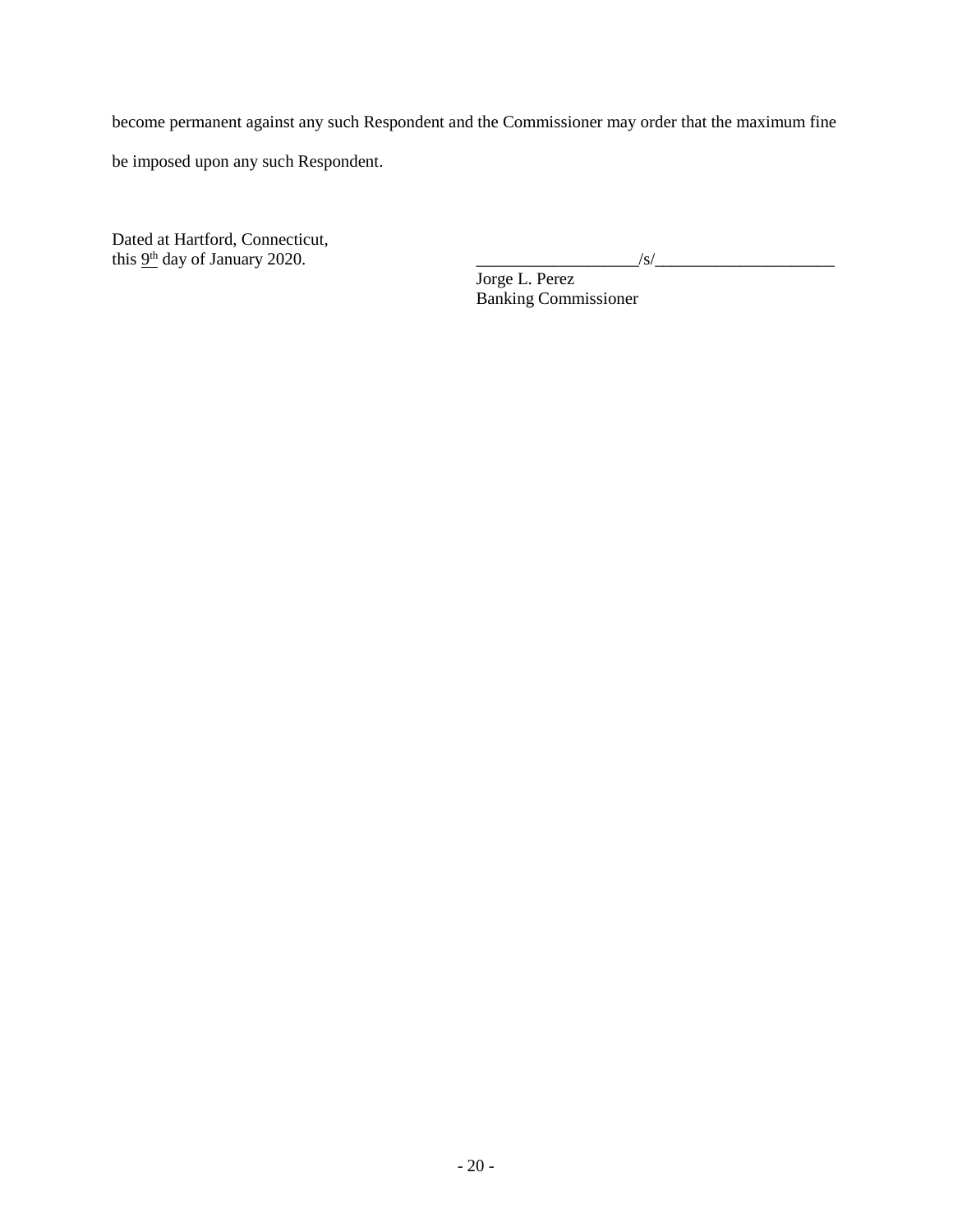become permanent against any such Respondent and the Commissioner may order that the maximum fine be imposed upon any such Respondent.

Dated at Hartford, Connecticut,
this 9th day of January 2020.

___________________/s/_____________________
Jorge L. Perez
Banking Commissioner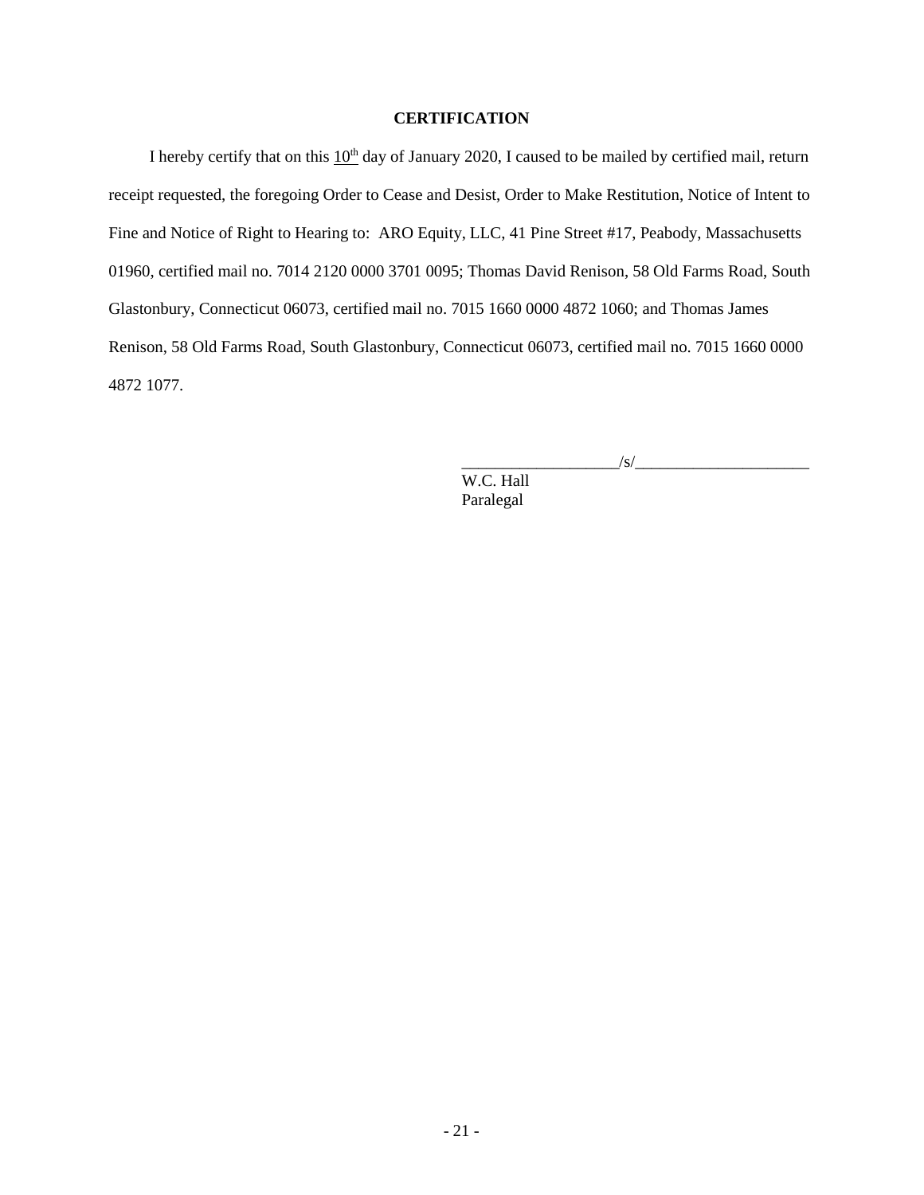## CERTIFICATION

I hereby certify that on this 10th day of January 2020, I caused to be mailed by certified mail, return receipt requested, the foregoing Order to Cease and Desist, Order to Make Restitution, Notice of Intent to Fine and Notice of Right to Hearing to: ARO Equity, LLC, 41 Pine Street #17, Peabody, Massachusetts 01960, certified mail no. 7014 2120 0000 3701 0095; Thomas David Renison, 58 Old Farms Road, South Glastonbury, Connecticut 06073, certified mail no. 7015 1660 0000 4872 1060; and Thomas James Renison, 58 Old Farms Road, South Glastonbury, Connecticut 06073, certified mail no. 7015 1660 0000 4872 1077.

___________________/s/____________________
W.C. Hall
Paralegal